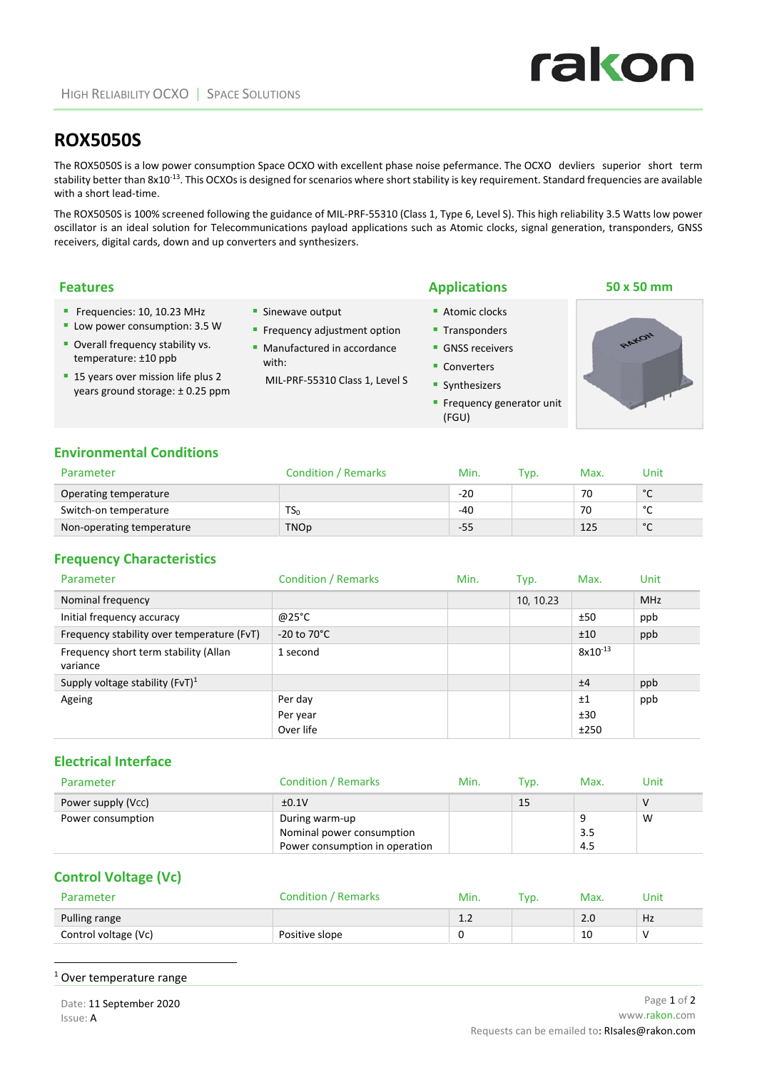HIGH RELIABILITY OCXO | SPACE SOLUTIONS

# ROX5050S

The ROX5050S is a low power consumption Space OCXO with excellent phase noise pefermance. The OCXO devliers superior short term stability better than $8x10^{-13}$. This OCXOs is designed for scenarios where short stability is key requirement. Standard frequencies are available with a short lead-time.

The ROX5050S is 100% screened following the guidance of MIL-PRF-55310 (Class 1, Type 6, Level S). This high reliability 3.5 Watts low power oscillator is an ideal solution for Telecommunications payload applications such as Atomic clocks, signal generation, transponders, GNSS receivers, digital cards, down and up converters and synthesizers.

## Features

- Frequencies: 10, 10.23 MHz
- Low power consumption: 3.5 W
- Overall frequency stability vs. temperature: ±10 ppb
- 15 years over mission life plus 2 years ground storage: ± 0.25 ppm
- Sinewave output
- Frequency adjustment option
- Manufactured in accordance with:
  MIL-PRF-55310 Class 1, Level S

## Applications

- Atomic clocks
- Transponders
- GNSS receivers
- Converters
- Synthesizers
- Frequency generator unit (FGU)

**50 x 50 mm**

## Environmental Conditions

| Parameter | Condition / Remarks | Min. | Typ. | Max. | Unit |
|---|---|---|---|---|---|
| Operating temperature | | -20 | | 70 | °C |
| Switch-on temperature | $TS_0$ | -40 | | 70 | °C |
| Non-operating temperature | TNOp | -55 | | 125 | °C |

## Frequency Characteristics

| Parameter | Condition / Remarks | Min. | Typ. | Max. | Unit |
|---|---|---|---|---|---|
| Nominal frequency | | | 10, 10.23 | | MHz |
| Initial frequency accuracy | @25°C | | | ±50 | ppb |
| Frequency stability over temperature (FvT) | -20 to 70°C | | | ±10 | ppb |
| Frequency short term stability (Allan variance | 1 second | | | $8x10^{-13}$ | |
| Supply voltage stability (FvT)[1] | | | | ±4 | ppb |
| Ageing | Per day<br>Per year<br>Over life | | | ±1<br>±30<br>±250 | ppb |

## Electrical Interface

| Parameter | Condition / Remarks | Min. | Typ. | Max. | Unit |
|---|---|---|---|---|---|
| Power supply (Vcc) | ±0.1V | | 15 | | V |
| Power consumption | During warm-up<br>Nominal power consumption<br>Power consumption in operation | | | 9<br>3.5<br>4.5 | W |

## Control Voltage (Vc)

| Parameter | Condition / Remarks | Min. | Typ. | Max. | Unit |
|---|---|---|---|---|---|
| Pulling range | | 1.2 | | 2.0 | Hz |
| Control voltage (Vc) | Positive slope | 0 | | 10 | V |

[1] Over temperature range

Date: 11 September 2020
Issue: A

www.rakon.com
Requests can be emailed to: RIsales@rakon.com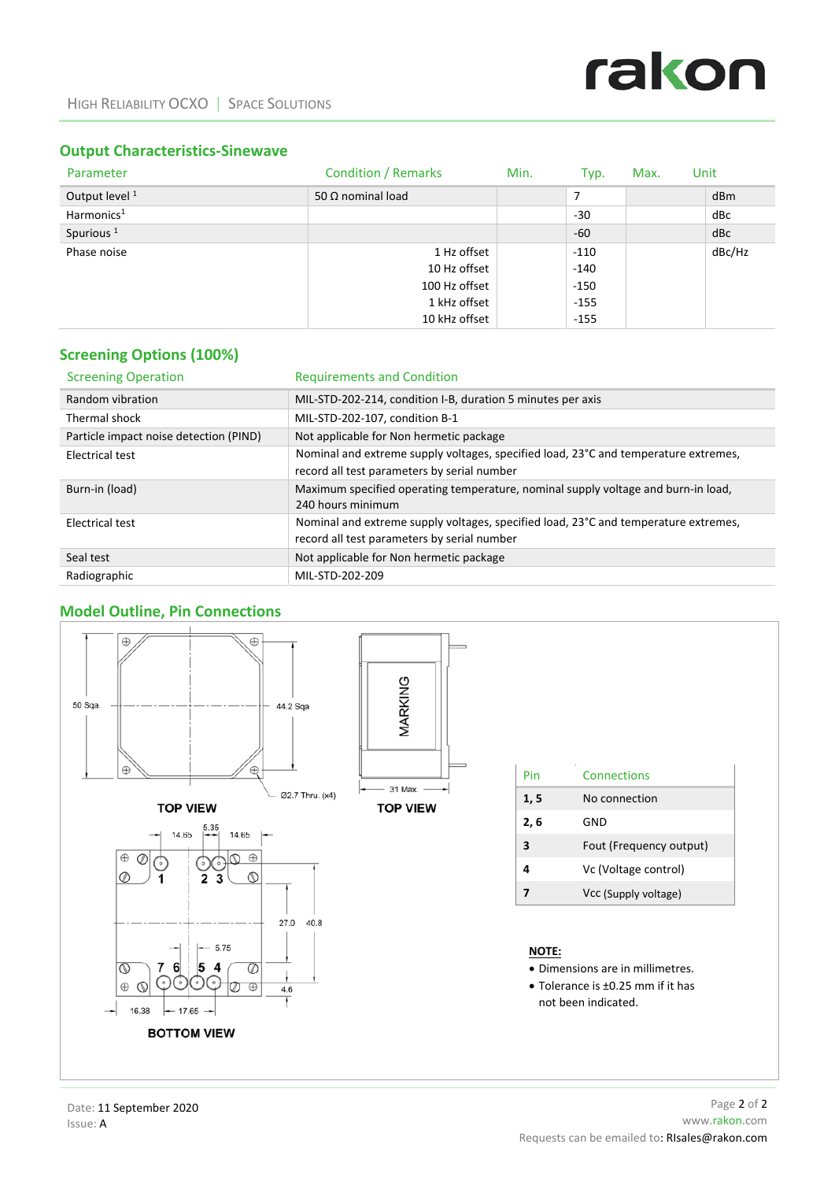## Output Characteristics-Sinewave

| Parameter | Condition / Remarks | Min. | Typ. | Max. | Unit |
|---|---|---|---|---|---|
| Output level [1] | 50 Ω nominal load | | 7 | | dBm |
| Harmonics[1] | | | -30 | | dBc |
| Spurious [1] | | | -60 | | dBc |
| Phase noise | 1 Hz offset | | -110 | | dBc/Hz |
| | 10 Hz offset | | -140 | | |
| | 100 Hz offset | | -150 | | |
| | 1 kHz offset | | -155 | | |
| | 10 kHz offset | | -155 | | |

## Screening Options (100%)

| Screening Operation | Requirements and Condition |
|---|---|
| Random vibration | MIL-STD-202-214, condition I-B, duration 5 minutes per axis |
| Thermal shock | MIL-STD-202-107, condition B-1 |
| Particle impact noise detection (PIND) | Not applicable for Non hermetic package |
| Electrical test | Nominal and extreme supply voltages, specified load, 23°C and temperature extremes, record all test parameters by serial number |
| Burn-in (load) | Maximum specified operating temperature, nominal supply voltage and burn-in load, 240 hours minimum |
| Electrical test | Nominal and extreme supply voltages, specified load, 23°C and temperature extremes, record all test parameters by serial number |
| Seal test | Not applicable for Non hermetic package |
| Radiographic | MIL-STD-202-209 |

## Model Outline, Pin Connections

50 Sqa.
44.2 Sqa
Ø2.7 Thru. (x4)
TOP VIEW

MARKING
31 Max.
TOP VIEW

14.65
5.35
14.65
1
2 3
27.0
40.8
5.75
7 6
5 4
4.6
16.38
17.65
BOTTOM VIEW

| Pin | Connections |
|---|---|
| 1, 5 | No connection |
| 2, 6 | GND |
| 3 | Fout (Frequency output) |
| 4 | Vc (Voltage control) |
| 7 | Vcc (Supply voltage) |

**NOTE:**

- Dimensions are in millimetres.
- Tolerance is ±0.25 mm if it has not been indicated.

Date: 11 September 2020
Issue: A

www.rakon.com
Requests can be emailed to: RIsales@rakon.com